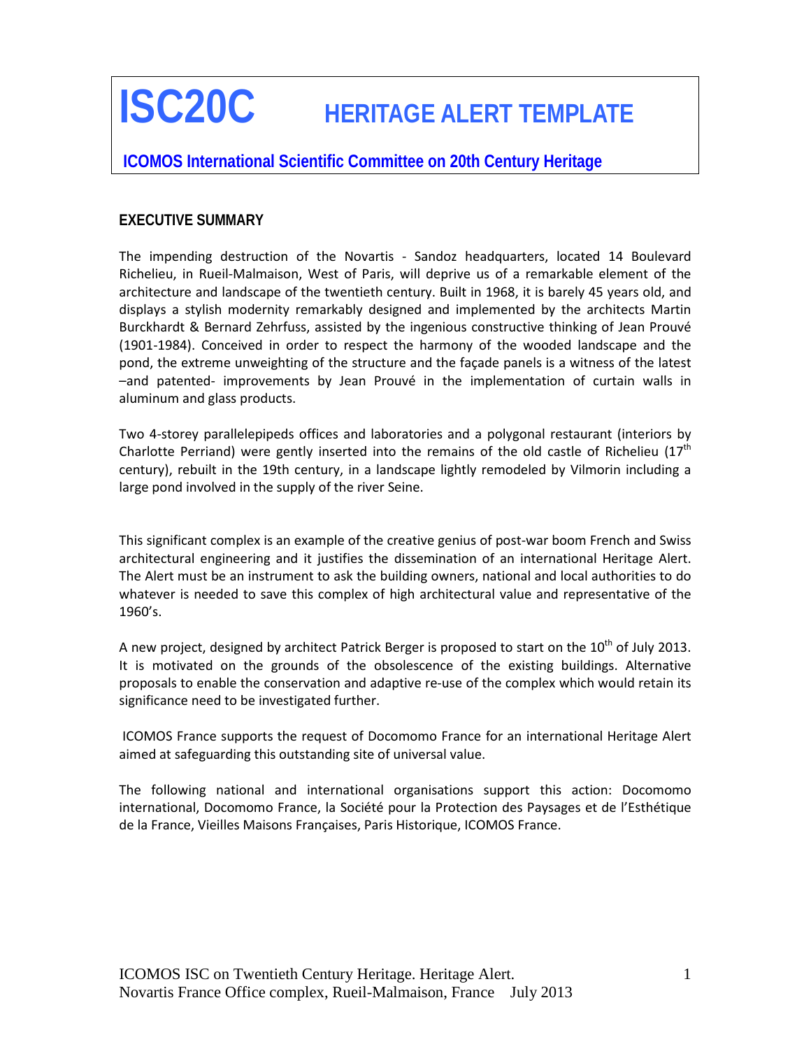# ISC20C HERITAGE ALERT TEMPLATE

**ICOMOS International Scientific Committee on 20th Century Heritage**

## EXECUTIVE SUMMARY

The impending destruction of the Novartis - Sandoz headquarters, located 14 Boulevard Richelieu, in Rueil-Malmaison, West of Paris, will deprive us of a remarkable element of the architecture and landscape of the twentieth century. Built in 1968, it is barely 45 years old, and displays a stylish modernity remarkably designed and implemented by the architects Martin Burckhardt & Bernard Zehrfuss, assisted by the ingenious constructive thinking of Jean Prouvé (1901-1984). Conceived in order to respect the harmony of the wooded landscape and the pond, the extreme unweighting of the structure and the façade panels is a witness of the latest –and patented- improvements by Jean Prouvé in the implementation of curtain walls in aluminum and glass products.

Two 4-storey parallelepipeds offices and laboratories and a polygonal restaurant (interiors by Charlotte Perriand) were gently inserted into the remains of the old castle of Richelieu (17th century), rebuilt in the 19th century, in a landscape lightly remodeled by Vilmorin including a large pond involved in the supply of the river Seine.

This significant complex is an example of the creative genius of post-war boom French and Swiss architectural engineering and it justifies the dissemination of an international Heritage Alert. The Alert must be an instrument to ask the building owners, national and local authorities to do whatever is needed to save this complex of high architectural value and representative of the 1960's.

A new project, designed by architect Patrick Berger is proposed to start on the 10th of July 2013. It is motivated on the grounds of the obsolescence of the existing buildings. Alternative proposals to enable the conservation and adaptive re-use of the complex which would retain its significance need to be investigated further.

ICOMOS France supports the request of Docomomo France for an international Heritage Alert aimed at safeguarding this outstanding site of universal value.

The following national and international organisations support this action: Docomomo international, Docomomo France, la Société pour la Protection des Paysages et de l'Esthétique de la France, Vieilles Maisons Françaises, Paris Historique, ICOMOS France.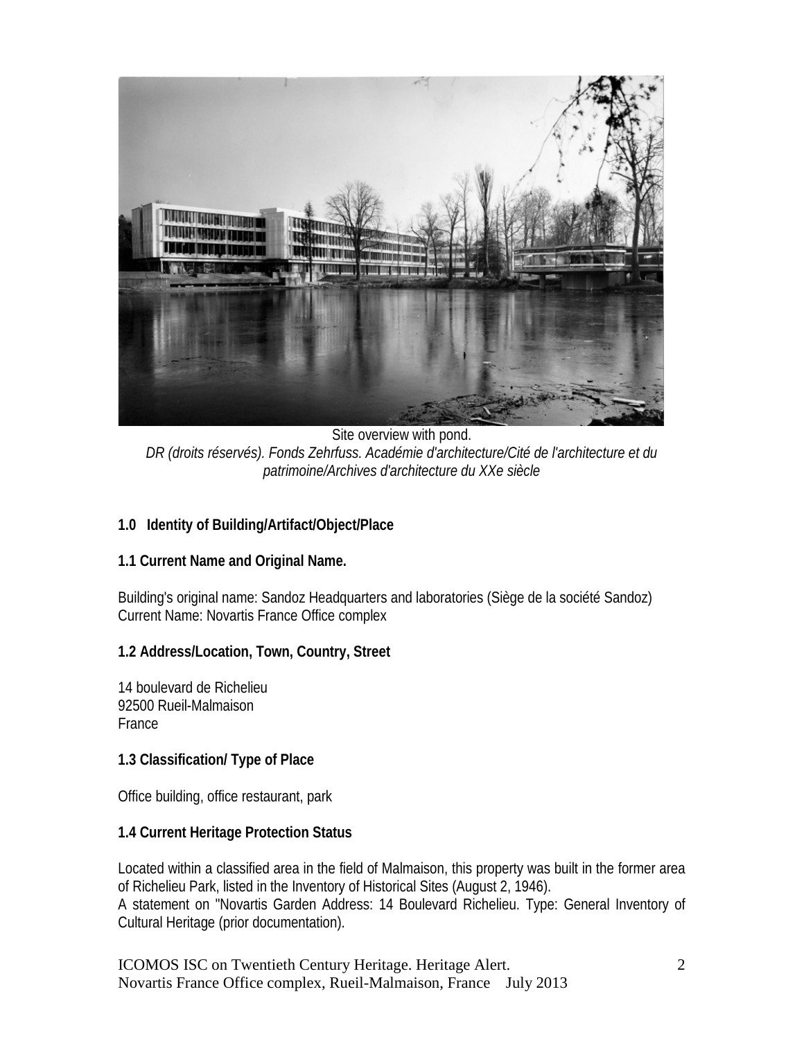Site overview with pond.
*DR (droits réservés). Fonds Zehrfuss. Académie d'architecture/Cité de l'architecture et du patrimoine/Archives d'architecture du XXe siècle*

## 1.0 Identity of Building/Artifact/Object/Place

### 1.1 Current Name and Original Name.

Building's original name: Sandoz Headquarters and laboratories (Siège de la société Sandoz)
Current Name: Novartis France Office complex

### 1.2 Address/Location, Town, Country, Street

14 boulevard de Richelieu
92500 Rueil-Malmaison
France

### 1.3 Classification/ Type of Place

Office building, office restaurant, park

### 1.4 Current Heritage Protection Status

Located within a classified area in the field of Malmaison, this property was built in the former area of Richelieu Park, listed in the Inventory of Historical Sites (August 2, 1946).
A statement on "Novartis Garden Address: 14 Boulevard Richelieu. Type: General Inventory of Cultural Heritage (prior documentation).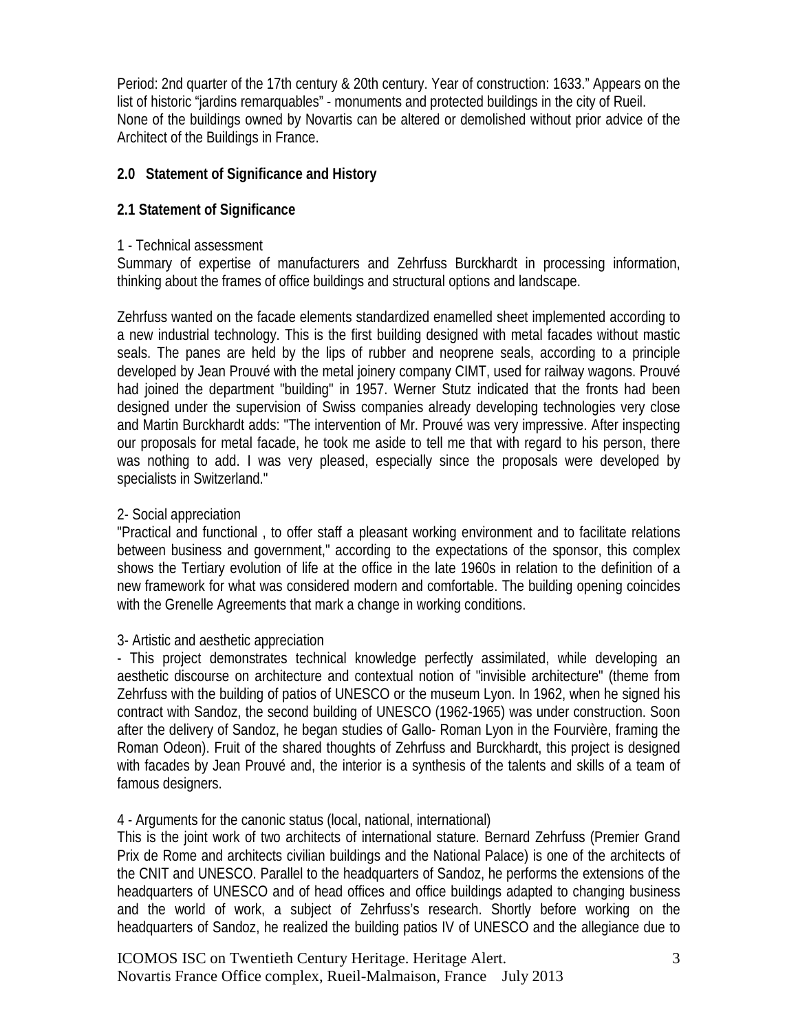Period: 2nd quarter of the 17th century & 20th century. Year of construction: 1633." Appears on the list of historic "jardins remarquables" - monuments and protected buildings in the city of Rueil. None of the buildings owned by Novartis can be altered or demolished without prior advice of the Architect of the Buildings in France.

## 2.0 Statement of Significance and History

### 2.1 Statement of Significance

1 - Technical assessment
Summary of expertise of manufacturers and Zehrfuss Burckhardt in processing information, thinking about the frames of office buildings and structural options and landscape.

Zehrfuss wanted on the facade elements standardized enamelled sheet implemented according to a new industrial technology. This is the first building designed with metal facades without mastic seals. The panes are held by the lips of rubber and neoprene seals, according to a principle developed by Jean Prouvé with the metal joinery company CIMT, used for railway wagons. Prouvé had joined the department "building" in 1957. Werner Stutz indicated that the fronts had been designed under the supervision of Swiss companies already developing technologies very close and Martin Burckhardt adds: "The intervention of Mr. Prouvé was very impressive. After inspecting our proposals for metal facade, he took me aside to tell me that with regard to his person, there was nothing to add. I was very pleased, especially since the proposals were developed by specialists in Switzerland."

2- Social appreciation
"Practical and functional , to offer staff a pleasant working environment and to facilitate relations between business and government," according to the expectations of the sponsor, this complex shows the Tertiary evolution of life at the office in the late 1960s in relation to the definition of a new framework for what was considered modern and comfortable. The building opening coincides with the Grenelle Agreements that mark a change in working conditions.

3- Artistic and aesthetic appreciation
- This project demonstrates technical knowledge perfectly assimilated, while developing an aesthetic discourse on architecture and contextual notion of "invisible architecture" (theme from Zehrfuss with the building of patios of UNESCO or the museum Lyon. In 1962, when he signed his contract with Sandoz, the second building of UNESCO (1962-1965) was under construction. Soon after the delivery of Sandoz, he began studies of Gallo- Roman Lyon in the Fourvière, framing the Roman Odeon). Fruit of the shared thoughts of Zehrfuss and Burckhardt, this project is designed with facades by Jean Prouvé and, the interior is a synthesis of the talents and skills of a team of famous designers.

4 - Arguments for the canonic status (local, national, international)
This is the joint work of two architects of international stature. Bernard Zehrfuss (Premier Grand Prix de Rome and architects civilian buildings and the National Palace) is one of the architects of the CNIT and UNESCO. Parallel to the headquarters of Sandoz, he performs the extensions of the headquarters of UNESCO and of head offices and office buildings adapted to changing business and the world of work, a subject of Zehrfuss's research. Shortly before working on the headquarters of Sandoz, he realized the building patios IV of UNESCO and the allegiance due to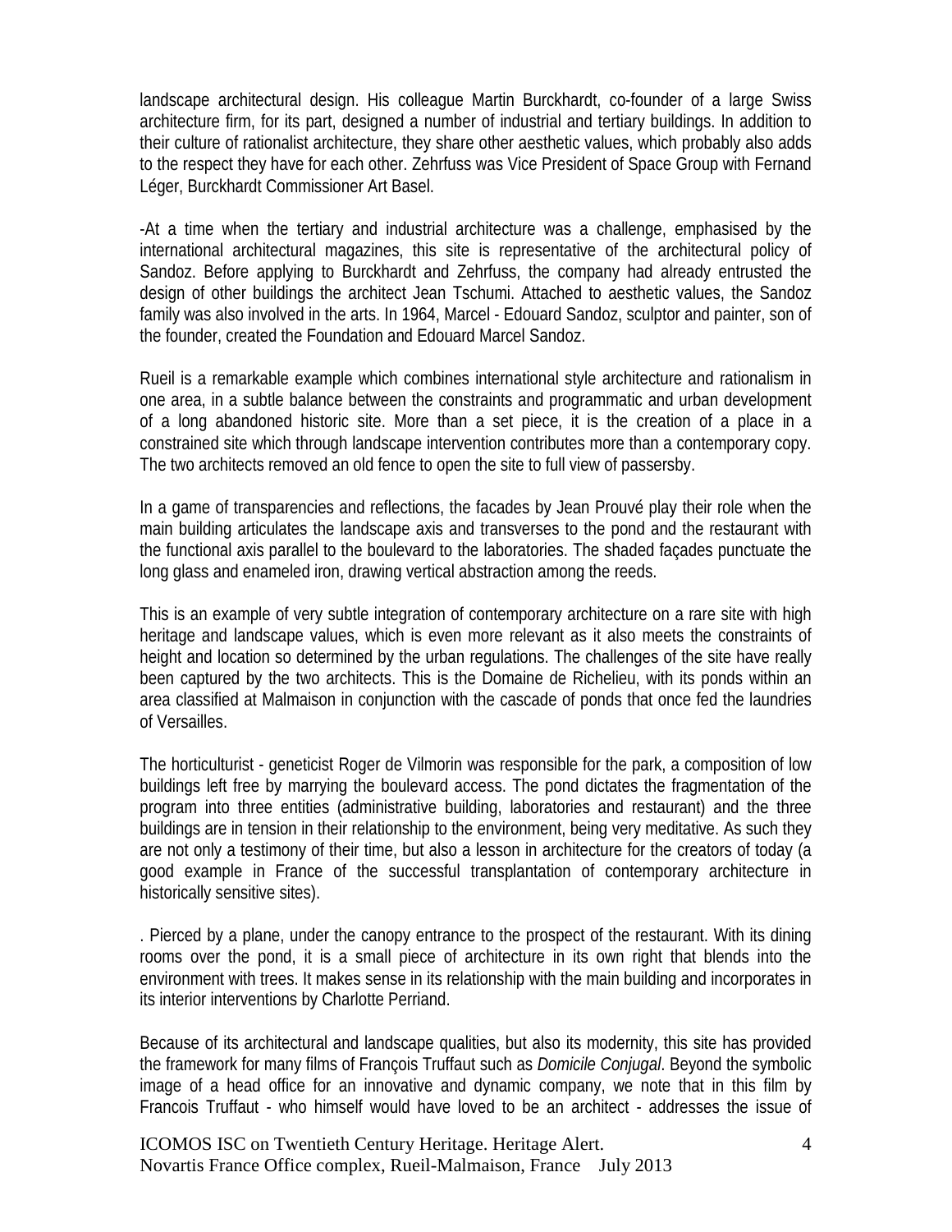landscape architectural design. His colleague Martin Burckhardt, co-founder of a large Swiss architecture firm, for its part, designed a number of industrial and tertiary buildings. In addition to their culture of rationalist architecture, they share other aesthetic values, which probably also adds to the respect they have for each other. Zehrfuss was Vice President of Space Group with Fernand Léger, Burckhardt Commissioner Art Basel.

-At a time when the tertiary and industrial architecture was a challenge, emphasised by the international architectural magazines, this site is representative of the architectural policy of Sandoz. Before applying to Burckhardt and Zehrfuss, the company had already entrusted the design of other buildings the architect Jean Tschumi. Attached to aesthetic values, the Sandoz family was also involved in the arts. In 1964, Marcel - Edouard Sandoz, sculptor and painter, son of the founder, created the Foundation and Edouard Marcel Sandoz.

Rueil is a remarkable example which combines international style architecture and rationalism in one area, in a subtle balance between the constraints and programmatic and urban development of a long abandoned historic site. More than a set piece, it is the creation of a place in a constrained site which through landscape intervention contributes more than a contemporary copy. The two architects removed an old fence to open the site to full view of passersby.

In a game of transparencies and reflections, the facades by Jean Prouvé play their role when the main building articulates the landscape axis and transverses to the pond and the restaurant with the functional axis parallel to the boulevard to the laboratories. The shaded façades punctuate the long glass and enameled iron, drawing vertical abstraction among the reeds.

This is an example of very subtle integration of contemporary architecture on a rare site with high heritage and landscape values, which is even more relevant as it also meets the constraints of height and location so determined by the urban regulations. The challenges of the site have really been captured by the two architects. This is the Domaine de Richelieu, with its ponds within an area classified at Malmaison in conjunction with the cascade of ponds that once fed the laundries of Versailles.

The horticulturist - geneticist Roger de Vilmorin was responsible for the park, a composition of low buildings left free by marrying the boulevard access. The pond dictates the fragmentation of the program into three entities (administrative building, laboratories and restaurant) and the three buildings are in tension in their relationship to the environment, being very meditative. As such they are not only a testimony of their time, but also a lesson in architecture for the creators of today (a good example in France of the successful transplantation of contemporary architecture in historically sensitive sites).

. Pierced by a plane, under the canopy entrance to the prospect of the restaurant. With its dining rooms over the pond, it is a small piece of architecture in its own right that blends into the environment with trees. It makes sense in its relationship with the main building and incorporates in its interior interventions by Charlotte Perriand.

Because of its architectural and landscape qualities, but also its modernity, this site has provided the framework for many films of François Truffaut such as *Domicile Conjugal*. Beyond the symbolic image of a head office for an innovative and dynamic company, we note that in this film by Francois Truffaut - who himself would have loved to be an architect - addresses the issue of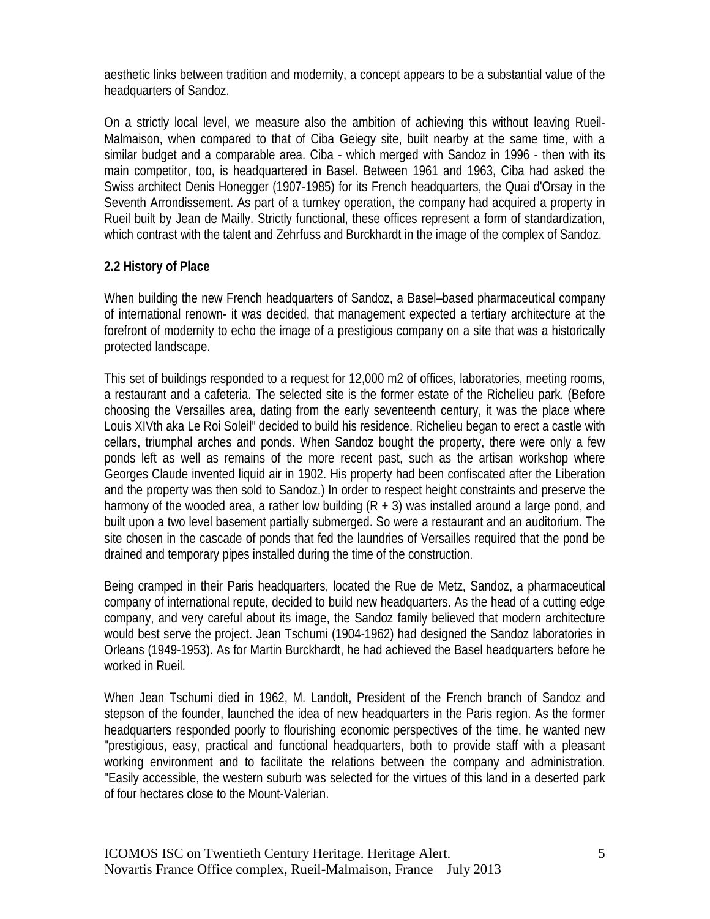aesthetic links between tradition and modernity, a concept appears to be a substantial value of the headquarters of Sandoz.

On a strictly local level, we measure also the ambition of achieving this without leaving Rueil-Malmaison, when compared to that of Ciba Geiegy site, built nearby at the same time, with a similar budget and a comparable area. Ciba - which merged with Sandoz in 1996 - then with its main competitor, too, is headquartered in Basel. Between 1961 and 1963, Ciba had asked the Swiss architect Denis Honegger (1907-1985) for its French headquarters, the Quai d'Orsay in the Seventh Arrondissement. As part of a turnkey operation, the company had acquired a property in Rueil built by Jean de Mailly. Strictly functional, these offices represent a form of standardization, which contrast with the talent and Zehrfuss and Burckhardt in the image of the complex of Sandoz.

### 2.2 History of Place

When building the new French headquarters of Sandoz, a Basel–based pharmaceutical company of international renown- it was decided, that management expected a tertiary architecture at the forefront of modernity to echo the image of a prestigious company on a site that was a historically protected landscape.

This set of buildings responded to a request for 12,000 m2 of offices, laboratories, meeting rooms, a restaurant and a cafeteria. The selected site is the former estate of the Richelieu park. (Before choosing the Versailles area, dating from the early seventeenth century, it was the place where Louis XIVth aka Le Roi Soleil" decided to build his residence. Richelieu began to erect a castle with cellars, triumphal arches and ponds. When Sandoz bought the property, there were only a few ponds left as well as remains of the more recent past, such as the artisan workshop where Georges Claude invented liquid air in 1902. His property had been confiscated after the Liberation and the property was then sold to Sandoz.) In order to respect height constraints and preserve the harmony of the wooded area, a rather low building (R + 3) was installed around a large pond, and built upon a two level basement partially submerged. So were a restaurant and an auditorium. The site chosen in the cascade of ponds that fed the laundries of Versailles required that the pond be drained and temporary pipes installed during the time of the construction.

Being cramped in their Paris headquarters, located the Rue de Metz, Sandoz, a pharmaceutical company of international repute, decided to build new headquarters. As the head of a cutting edge company, and very careful about its image, the Sandoz family believed that modern architecture would best serve the project. Jean Tschumi (1904-1962) had designed the Sandoz laboratories in Orleans (1949-1953). As for Martin Burckhardt, he had achieved the Basel headquarters before he worked in Rueil.

When Jean Tschumi died in 1962, M. Landolt, President of the French branch of Sandoz and stepson of the founder, launched the idea of new headquarters in the Paris region. As the former headquarters responded poorly to flourishing economic perspectives of the time, he wanted new "prestigious, easy, practical and functional headquarters, both to provide staff with a pleasant working environment and to facilitate the relations between the company and administration. "Easily accessible, the western suburb was selected for the virtues of this land in a deserted park of four hectares close to the Mount-Valerian.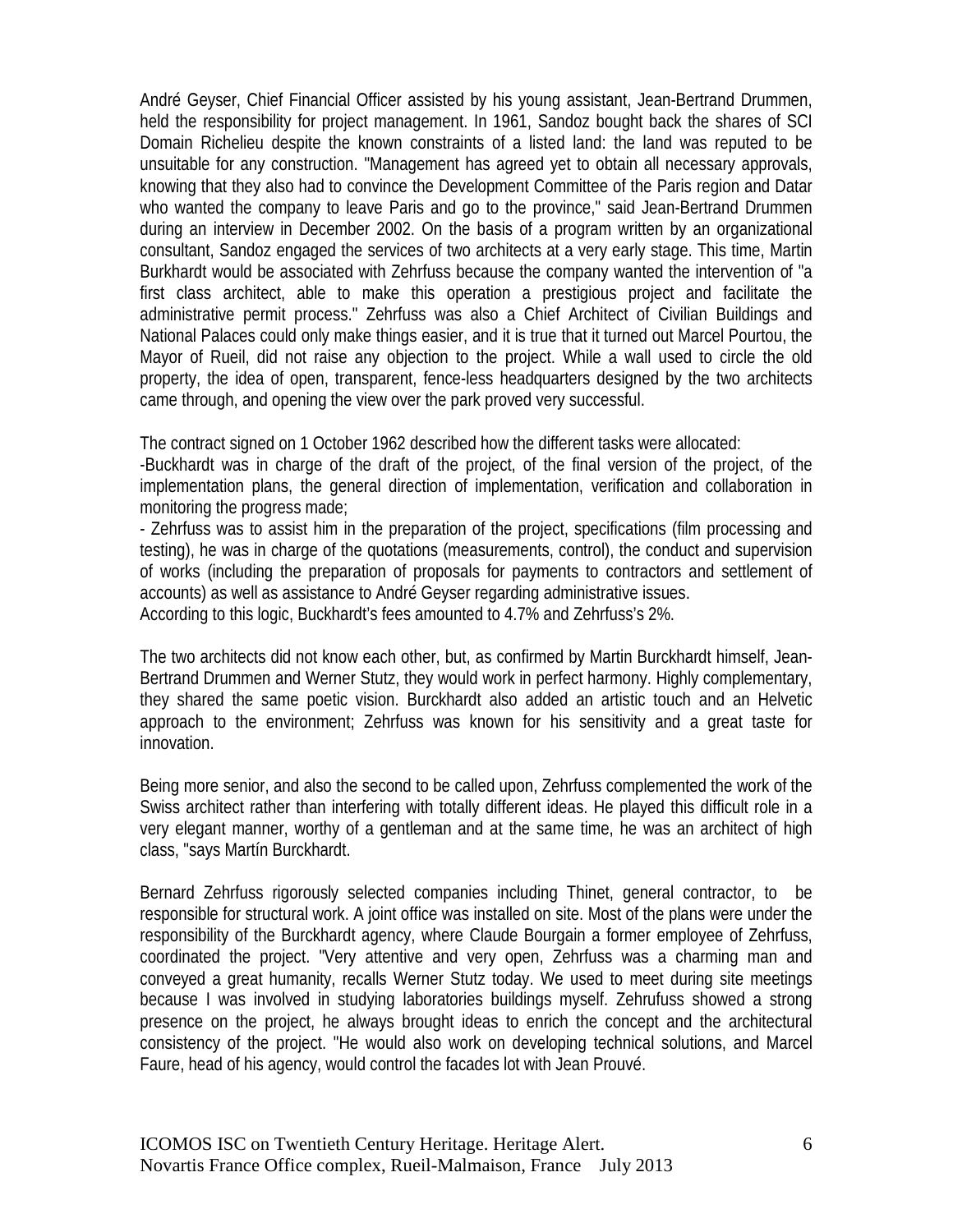André Geyser, Chief Financial Officer assisted by his young assistant, Jean-Bertrand Drummen, held the responsibility for project management. In 1961, Sandoz bought back the shares of SCI Domain Richelieu despite the known constraints of a listed land: the land was reputed to be unsuitable for any construction. "Management has agreed yet to obtain all necessary approvals, knowing that they also had to convince the Development Committee of the Paris region and Datar who wanted the company to leave Paris and go to the province," said Jean-Bertrand Drummen during an interview in December 2002. On the basis of a program written by an organizational consultant, Sandoz engaged the services of two architects at a very early stage. This time, Martin Burkhardt would be associated with Zehrfuss because the company wanted the intervention of "a first class architect, able to make this operation a prestigious project and facilitate the administrative permit process." Zehrfuss was also a Chief Architect of Civilian Buildings and National Palaces could only make things easier, and it is true that it turned out Marcel Pourtou, the Mayor of Rueil, did not raise any objection to the project. While a wall used to circle the old property, the idea of open, transparent, fence-less headquarters designed by the two architects came through, and opening the view over the park proved very successful.

The contract signed on 1 October 1962 described how the different tasks were allocated:
-Buckhardt was in charge of the draft of the project, of the final version of the project, of the implementation plans, the general direction of implementation, verification and collaboration in monitoring the progress made;
- Zehrfuss was to assist him in the preparation of the project, specifications (film processing and testing), he was in charge of the quotations (measurements, control), the conduct and supervision of works (including the preparation of proposals for payments to contractors and settlement of accounts) as well as assistance to André Geyser regarding administrative issues.
According to this logic, Buckhardt's fees amounted to 4.7% and Zehrfuss's 2%.

The two architects did not know each other, but, as confirmed by Martin Burckhardt himself, Jean-Bertrand Drummen and Werner Stutz, they would work in perfect harmony. Highly complementary, they shared the same poetic vision. Burckhardt also added an artistic touch and an Helvetic approach to the environment; Zehrfuss was known for his sensitivity and a great taste for innovation.

Being more senior, and also the second to be called upon, Zehrfuss complemented the work of the Swiss architect rather than interfering with totally different ideas. He played this difficult role in a very elegant manner, worthy of a gentleman and at the same time, he was an architect of high class, "says Martín Burckhardt.

Bernard Zehrfuss rigorously selected companies including Thinet, general contractor, to be responsible for structural work. A joint office was installed on site. Most of the plans were under the responsibility of the Burckhardt agency, where Claude Bourgain a former employee of Zehrfuss, coordinated the project. "Very attentive and very open, Zehrfuss was a charming man and conveyed a great humanity, recalls Werner Stutz today. We used to meet during site meetings because I was involved in studying laboratories buildings myself. Zehrufuss showed a strong presence on the project, he always brought ideas to enrich the concept and the architectural consistency of the project. "He would also work on developing technical solutions, and Marcel Faure, head of his agency, would control the facades lot with Jean Prouvé.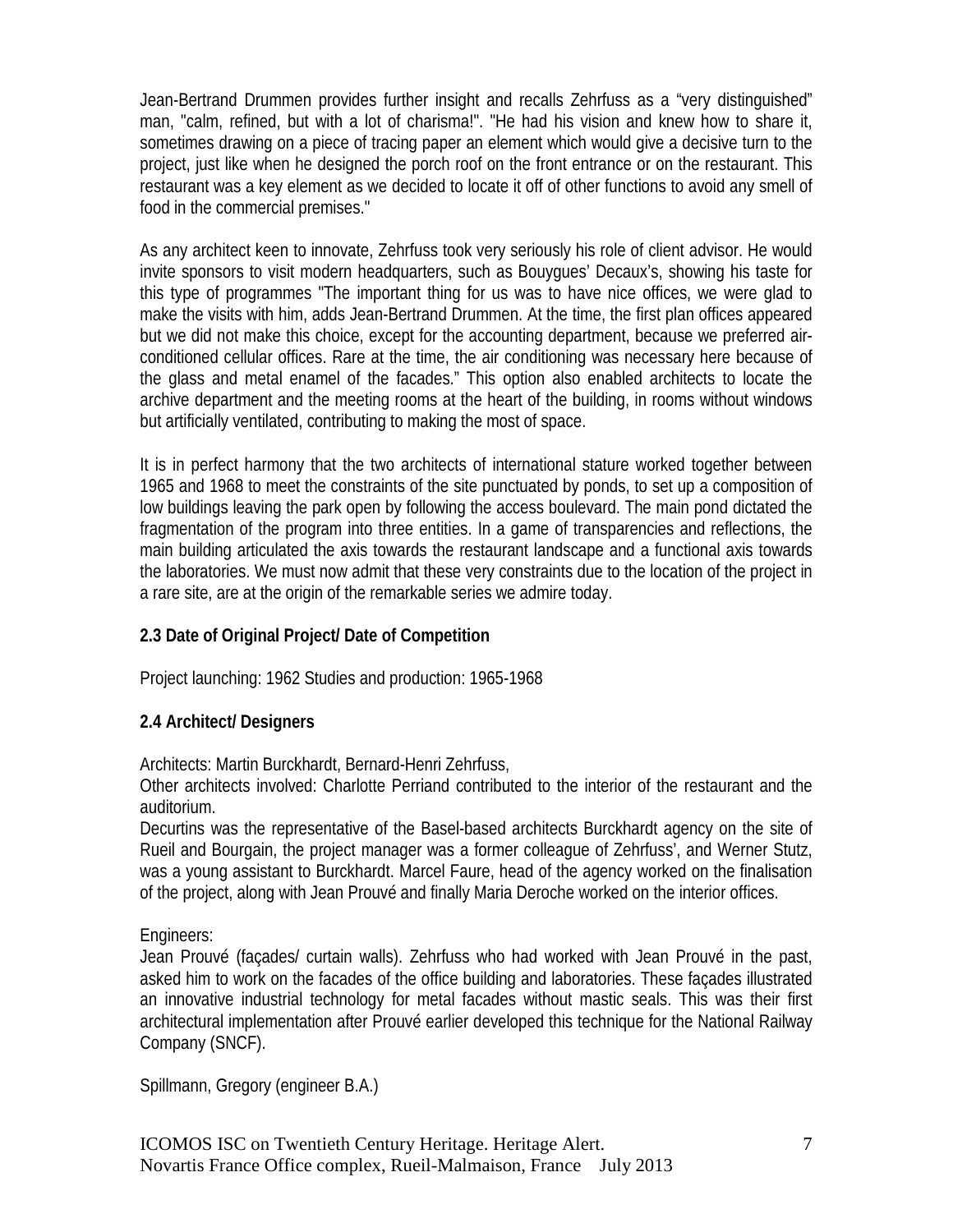Jean-Bertrand Drummen provides further insight and recalls Zehrfuss as a “very distinguished” man, "calm, refined, but with a lot of charisma!". "He had his vision and knew how to share it, sometimes drawing on a piece of tracing paper an element which would give a decisive turn to the project, just like when he designed the porch roof on the front entrance or on the restaurant. This restaurant was a key element as we decided to locate it off of other functions to avoid any smell of food in the commercial premises."

As any architect keen to innovate, Zehrfuss took very seriously his role of client advisor. He would invite sponsors to visit modern headquarters, such as Bouygues’ Decaux’s, showing his taste for this type of programmes "The important thing for us was to have nice offices, we were glad to make the visits with him, adds Jean-Bertrand Drummen. At the time, the first plan offices appeared but we did not make this choice, except for the accounting department, because we preferred air-conditioned cellular offices. Rare at the time, the air conditioning was necessary here because of the glass and metal enamel of the facades.” This option also enabled architects to locate the archive department and the meeting rooms at the heart of the building, in rooms without windows but artificially ventilated, contributing to making the most of space.

It is in perfect harmony that the two architects of international stature worked together between 1965 and 1968 to meet the constraints of the site punctuated by ponds, to set up a composition of low buildings leaving the park open by following the access boulevard. The main pond dictated the fragmentation of the program into three entities. In a game of transparencies and reflections, the main building articulated the axis towards the restaurant landscape and a functional axis towards the laboratories. We must now admit that these very constraints due to the location of the project in a rare site, are at the origin of the remarkable series we admire today.

### 2.3 Date of Original Project/ Date of Competition

Project launching: 1962 Studies and production: 1965-1968

### 2.4 Architect/ Designers

Architects: Martin Burckhardt, Bernard-Henri Zehrfuss,
Other architects involved: Charlotte Perriand contributed to the interior of the restaurant and the auditorium.
Decurtins was the representative of the Basel-based architects Burckhardt agency on the site of Rueil and Bourgain, the project manager was a former colleague of Zehrfuss’, and Werner Stutz, was a young assistant to Burckhardt. Marcel Faure, head of the agency worked on the finalisation of the project, along with Jean Prouvé and finally Maria Deroche worked on the interior offices.

Engineers:
Jean Prouvé (façades/ curtain walls). Zehrfuss who had worked with Jean Prouvé in the past, asked him to work on the facades of the office building and laboratories. These façades illustrated an innovative industrial technology for metal facades without mastic seals. This was their first architectural implementation after Prouvé earlier developed this technique for the National Railway Company (SNCF).

Spillmann, Gregory (engineer B.A.)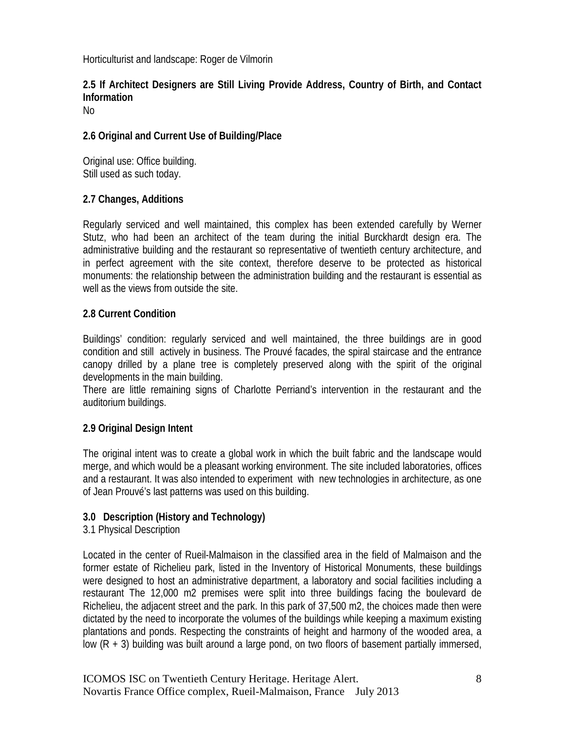Horticulturist and landscape: Roger de Vilmorin

**2.5 If Architect Designers are Still Living Provide Address, Country of Birth, and Contact Information**

No

**2.6 Original and Current Use of Building/Place**

Original use: Office building.
Still used as such today.

**2.7 Changes, Additions**

Regularly serviced and well maintained, this complex has been extended carefully by Werner Stutz, who had been an architect of the team during the initial Burckhardt design era. The administrative building and the restaurant so representative of twentieth century architecture, and in perfect agreement with the site context, therefore deserve to be protected as historical monuments: the relationship between the administration building and the restaurant is essential as well as the views from outside the site.

**2.8 Current Condition**

Buildings' condition: regularly serviced and well maintained, the three buildings are in good condition and still actively in business. The Prouvé facades, the spiral staircase and the entrance canopy drilled by a plane tree is completely preserved along with the spirit of the original developments in the main building.
There are little remaining signs of Charlotte Perriand's intervention in the restaurant and the auditorium buildings.

**2.9 Original Design Intent**

The original intent was to create a global work in which the built fabric and the landscape would merge, and which would be a pleasant working environment. The site included laboratories, offices and a restaurant. It was also intended to experiment with new technologies in architecture, as one of Jean Prouvé's last patterns was used on this building.

**3.0 Description (History and Technology)**

3.1 Physical Description

Located in the center of Rueil-Malmaison in the classified area in the field of Malmaison and the former estate of Richelieu park, listed in the Inventory of Historical Monuments, these buildings were designed to host an administrative department, a laboratory and social facilities including a restaurant The 12,000 m2 premises were split into three buildings facing the boulevard de Richelieu, the adjacent street and the park. In this park of 37,500 m2, the choices made then were dictated by the need to incorporate the volumes of the buildings while keeping a maximum existing plantations and ponds. Respecting the constraints of height and harmony of the wooded area, a low (R + 3) building was built around a large pond, on two floors of basement partially immersed,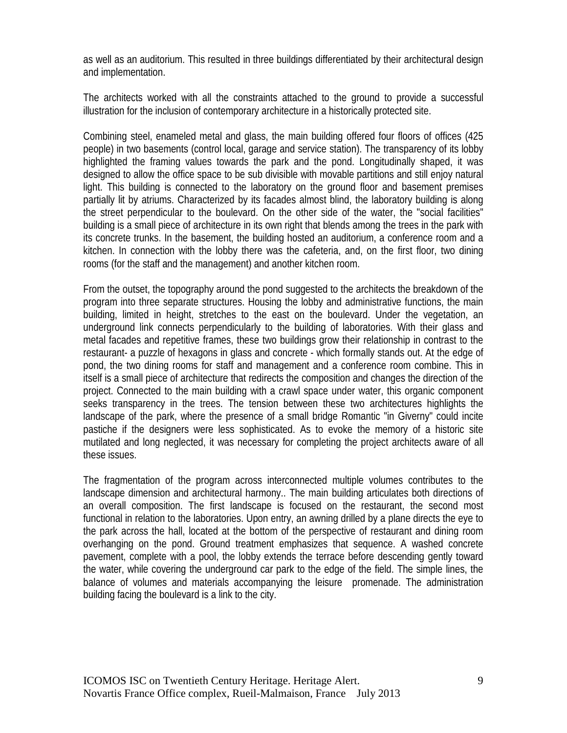as well as an auditorium. This resulted in three buildings differentiated by their architectural design and implementation.

The architects worked with all the constraints attached to the ground to provide a successful illustration for the inclusion of contemporary architecture in a historically protected site.

Combining steel, enameled metal and glass, the main building offered four floors of offices (425 people) in two basements (control local, garage and service station). The transparency of its lobby highlighted the framing values towards the park and the pond. Longitudinally shaped, it was designed to allow the office space to be sub divisible with movable partitions and still enjoy natural light. This building is connected to the laboratory on the ground floor and basement premises partially lit by atriums. Characterized by its facades almost blind, the laboratory building is along the street perpendicular to the boulevard. On the other side of the water, the "social facilities" building is a small piece of architecture in its own right that blends among the trees in the park with its concrete trunks. In the basement, the building hosted an auditorium, a conference room and a kitchen. In connection with the lobby there was the cafeteria, and, on the first floor, two dining rooms (for the staff and the management) and another kitchen room.

From the outset, the topography around the pond suggested to the architects the breakdown of the program into three separate structures. Housing the lobby and administrative functions, the main building, limited in height, stretches to the east on the boulevard. Under the vegetation, an underground link connects perpendicularly to the building of laboratories. With their glass and metal facades and repetitive frames, these two buildings grow their relationship in contrast to the restaurant- a puzzle of hexagons in glass and concrete - which formally stands out. At the edge of pond, the two dining rooms for staff and management and a conference room combine. This in itself is a small piece of architecture that redirects the composition and changes the direction of the project. Connected to the main building with a crawl space under water, this organic component seeks transparency in the trees. The tension between these two architectures highlights the landscape of the park, where the presence of a small bridge Romantic "in Giverny" could incite pastiche if the designers were less sophisticated. As to evoke the memory of a historic site mutilated and long neglected, it was necessary for completing the project architects aware of all these issues.

The fragmentation of the program across interconnected multiple volumes contributes to the landscape dimension and architectural harmony.. The main building articulates both directions of an overall composition. The first landscape is focused on the restaurant, the second most functional in relation to the laboratories. Upon entry, an awning drilled by a plane directs the eye to the park across the hall, located at the bottom of the perspective of restaurant and dining room overhanging on the pond. Ground treatment emphasizes that sequence. A washed concrete pavement, complete with a pool, the lobby extends the terrace before descending gently toward the water, while covering the underground car park to the edge of the field. The simple lines, the balance of volumes and materials accompanying the leisure promenade. The administration building facing the boulevard is a link to the city.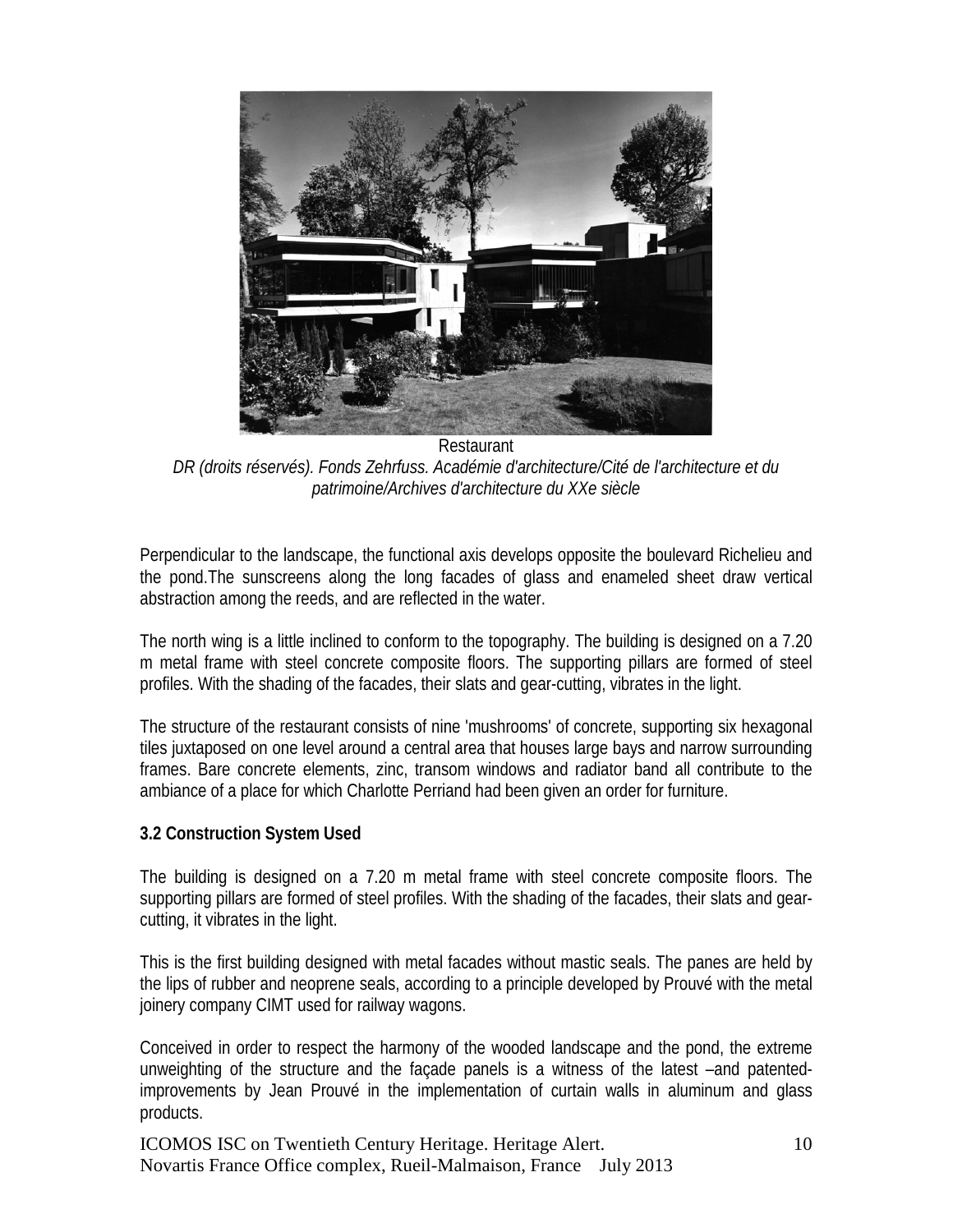Restaurant

*DR (droits réservés). Fonds Zehrfuss. Académie d'architecture/Cité de l'architecture et du patrimoine/Archives d'architecture du XXe siècle*

Perpendicular to the landscape, the functional axis develops opposite the boulevard Richelieu and the pond.The sunscreens along the long facades of glass and enameled sheet draw vertical abstraction among the reeds, and are reflected in the water.

The north wing is a little inclined to conform to the topography. The building is designed on a 7.20 m metal frame with steel concrete composite floors. The supporting pillars are formed of steel profiles. With the shading of the facades, their slats and gear-cutting, vibrates in the light.

The structure of the restaurant consists of nine 'mushrooms' of concrete, supporting six hexagonal tiles juxtaposed on one level around a central area that houses large bays and narrow surrounding frames. Bare concrete elements, zinc, transom windows and radiator band all contribute to the ambiance of a place for which Charlotte Perriand had been given an order for furniture.

**3.2 Construction System Used**

The building is designed on a 7.20 m metal frame with steel concrete composite floors. The supporting pillars are formed of steel profiles. With the shading of the facades, their slats and gear-cutting, it vibrates in the light.

This is the first building designed with metal facades without mastic seals. The panes are held by the lips of rubber and neoprene seals, according to a principle developed by Prouvé with the metal joinery company CIMT used for railway wagons.

Conceived in order to respect the harmony of the wooded landscape and the pond, the extreme unweighting of the structure and the façade panels is a witness of the latest –and patented- improvements by Jean Prouvé in the implementation of curtain walls in aluminum and glass products.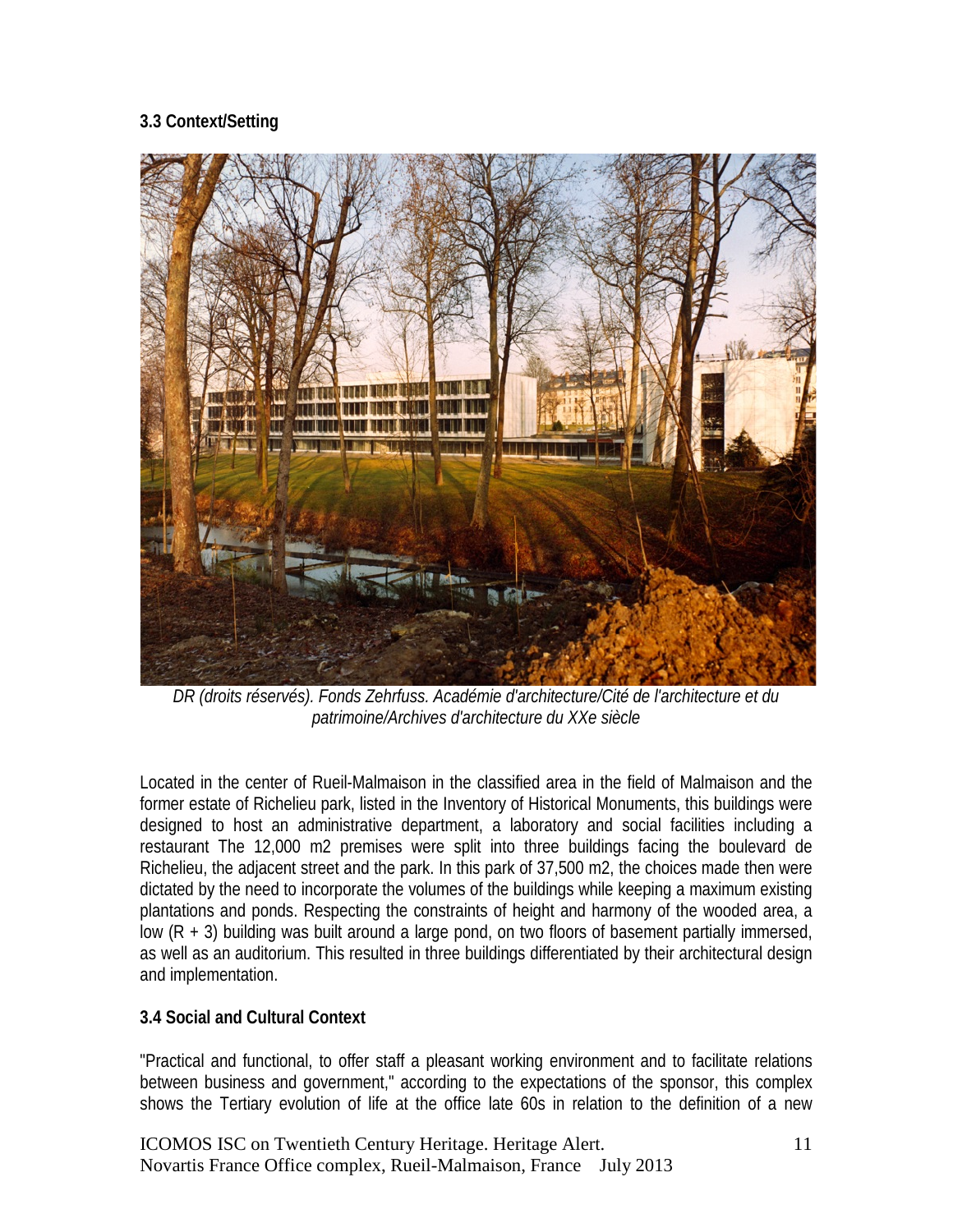### 3.3 Context/Setting

*DR (droits réservés). Fonds Zehrfuss. Académie d'architecture/Cité de l'architecture et du patrimoine/Archives d'architecture du XXe siècle*

Located in the center of Rueil-Malmaison in the classified area in the field of Malmaison and the former estate of Richelieu park, listed in the Inventory of Historical Monuments, this buildings were designed to host an administrative department, a laboratory and social facilities including a restaurant The 12,000 m2 premises were split into three buildings facing the boulevard de Richelieu, the adjacent street and the park. In this park of 37,500 m2, the choices made then were dictated by the need to incorporate the volumes of the buildings while keeping a maximum existing plantations and ponds. Respecting the constraints of height and harmony of the wooded area, a low (R + 3) building was built around a large pond, on two floors of basement partially immersed, as well as an auditorium. This resulted in three buildings differentiated by their architectural design and implementation.

### 3.4 Social and Cultural Context

"Practical and functional, to offer staff a pleasant working environment and to facilitate relations between business and government," according to the expectations of the sponsor, this complex shows the Tertiary evolution of life at the office late 60s in relation to the definition of a new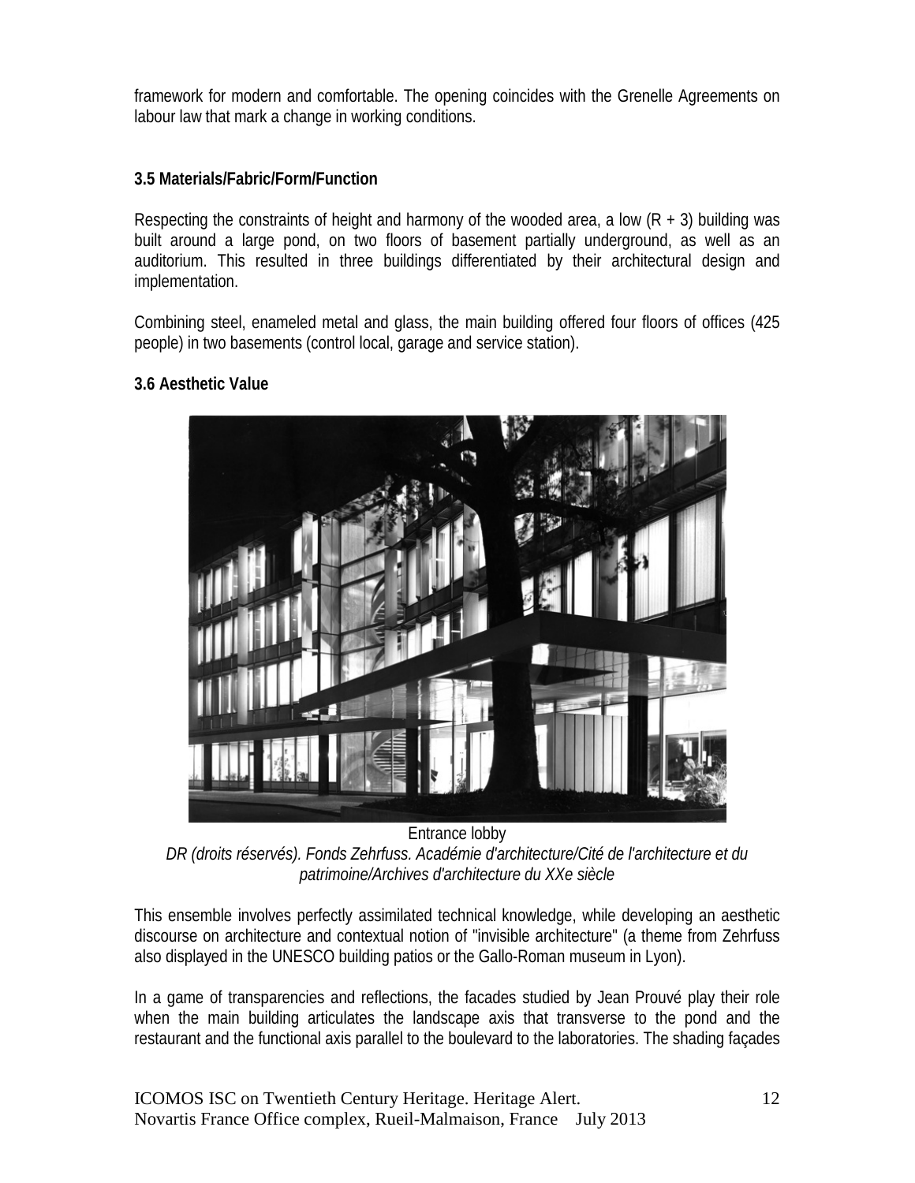framework for modern and comfortable. The opening coincides with the Grenelle Agreements on labour law that mark a change in working conditions.

### 3.5 Materials/Fabric/Form/Function

Respecting the constraints of height and harmony of the wooded area, a low (R + 3) building was built around a large pond, on two floors of basement partially underground, as well as an auditorium. This resulted in three buildings differentiated by their architectural design and implementation.

Combining steel, enameled metal and glass, the main building offered four floors of offices (425 people) in two basements (control local, garage and service station).

### 3.6 Aesthetic Value

Entrance lobby

*DR (droits réservés). Fonds Zehrfuss. Académie d'architecture/Cité de l'architecture et du patrimoine/Archives d'architecture du XXe siècle*

This ensemble involves perfectly assimilated technical knowledge, while developing an aesthetic discourse on architecture and contextual notion of "invisible architecture" (a theme from Zehrfuss also displayed in the UNESCO building patios or the Gallo-Roman museum in Lyon).

In a game of transparencies and reflections, the facades studied by Jean Prouvé play their role when the main building articulates the landscape axis that transverse to the pond and the restaurant and the functional axis parallel to the boulevard to the laboratories. The shading façades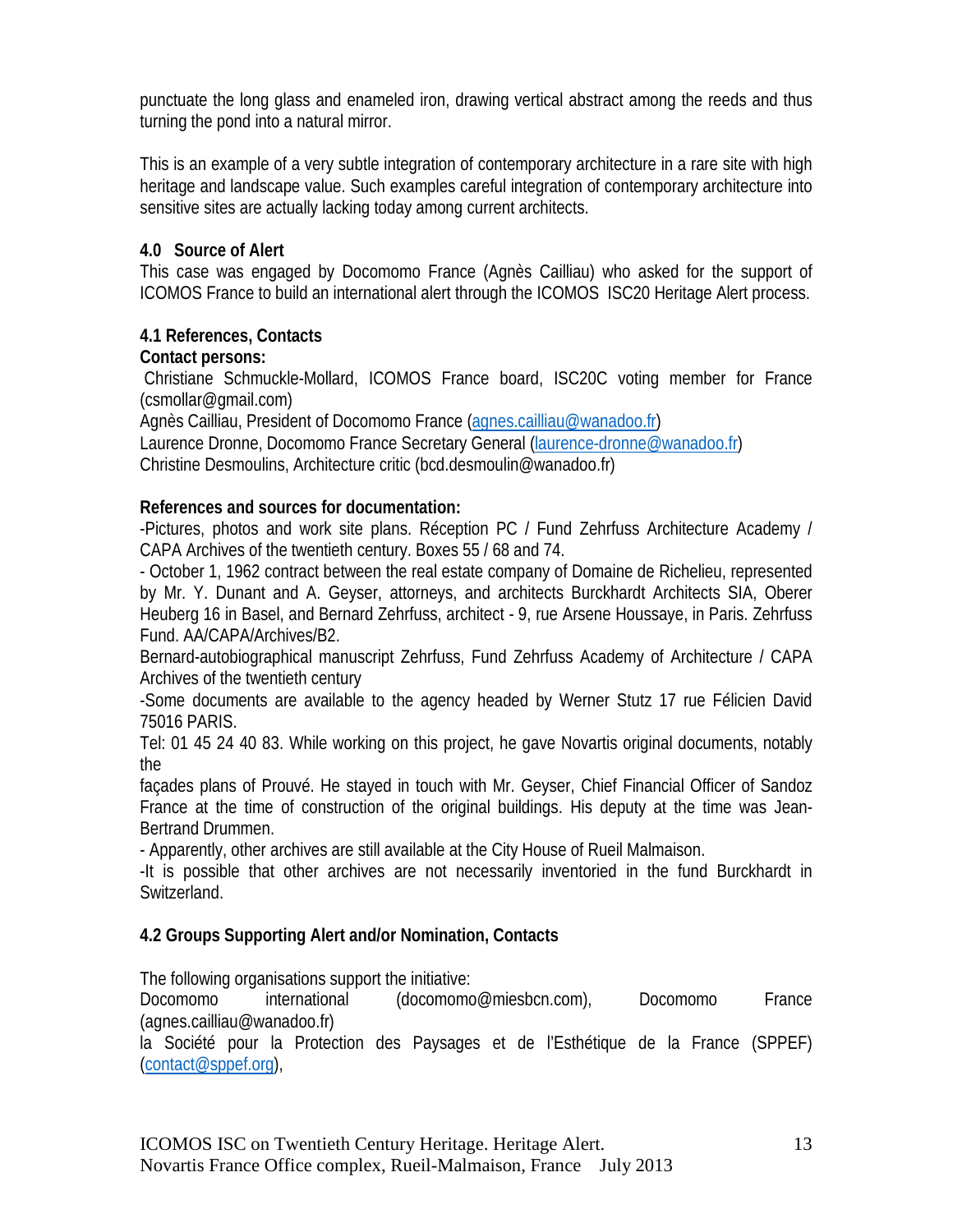punctuate the long glass and enameled iron, drawing vertical abstract among the reeds and thus turning the pond into a natural mirror.

This is an example of a very subtle integration of contemporary architecture in a rare site with high heritage and landscape value. Such examples careful integration of contemporary architecture into sensitive sites are actually lacking today among current architects.

### 4.0 Source of Alert

This case was engaged by Docomomo France (Agnès Cailliau) who asked for the support of ICOMOS France to build an international alert through the ICOMOS ISC20 Heritage Alert process.

### 4.1 References, Contacts

**Contact persons:**

Christiane Schmuckle-Mollard, ICOMOS France board, ISC20C voting member for France (csmollar@gmail.com)
Agnès Cailliau, President of Docomomo France (agnes.cailliau@wanadoo.fr)
Laurence Dronne, Docomomo France Secretary General (laurence-dronne@wanadoo.fr)
Christine Desmoulins, Architecture critic (bcd.desmoulin@wanadoo.fr)

**References and sources for documentation:**

-Pictures, photos and work site plans. Réception PC / Fund Zehrfuss Architecture Academy / CAPA Archives of the twentieth century. Boxes 55 / 68 and 74.
- October 1, 1962 contract between the real estate company of Domaine de Richelieu, represented by Mr. Y. Dunant and A. Geyser, attorneys, and architects Burckhardt Architects SIA, Oberer Heuberg 16 in Basel, and Bernard Zehrfuss, architect - 9, rue Arsene Houssaye, in Paris. Zehrfuss Fund. AA/CAPA/Archives/B2.
Bernard-autobiographical manuscript Zehrfuss, Fund Zehrfuss Academy of Architecture / CAPA Archives of the twentieth century
-Some documents are available to the agency headed by Werner Stutz 17 rue Félicien David 75016 PARIS.
Tel: 01 45 24 40 83. While working on this project, he gave Novartis original documents, notably the
façades plans of Prouvé. He stayed in touch with Mr. Geyser, Chief Financial Officer of Sandoz France at the time of construction of the original buildings. His deputy at the time was Jean-Bertrand Drummen.
- Apparently, other archives are still available at the City House of Rueil Malmaison.
-It is possible that other archives are not necessarily inventoried in the fund Burckhardt in Switzerland.

### 4.2 Groups Supporting Alert and/or Nomination, Contacts

The following organisations support the initiative:
Docomomo international (docomomo@miesbcn.com), Docomomo France (agnes.cailliau@wanadoo.fr)
la Société pour la Protection des Paysages et de l'Esthétique de la France (SPPEF) (contact@sppef.org),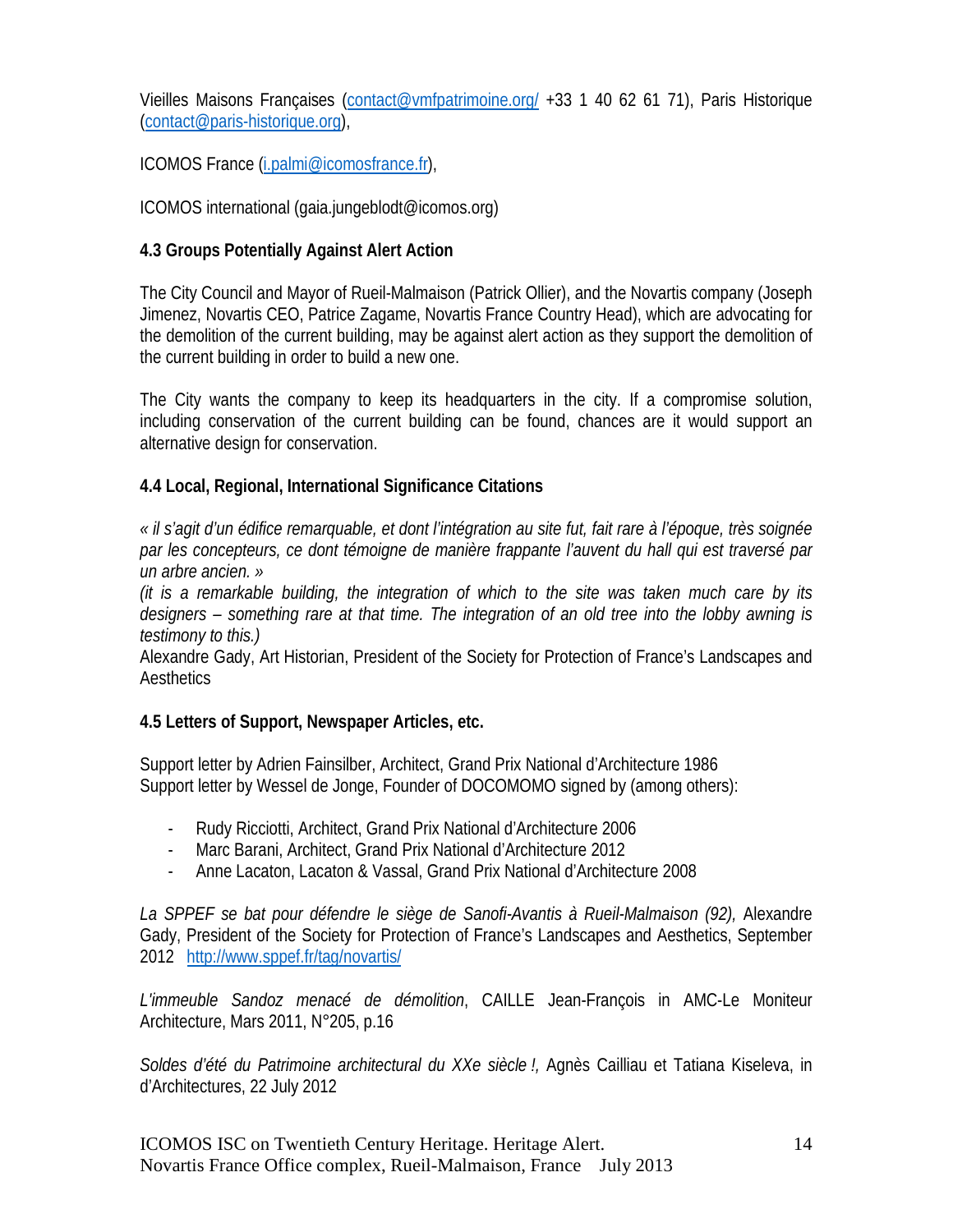Vieilles Maisons Françaises (contact@vmfpatrimoine.org/ +33 1 40 62 61 71), Paris Historique (contact@paris-historique.org),

ICOMOS France (i.palmi@icomosfrance.fr),

ICOMOS international (gaia.jungeblodt@icomos.org)

### 4.3 Groups Potentially Against Alert Action

The City Council and Mayor of Rueil-Malmaison (Patrick Ollier), and the Novartis company (Joseph Jimenez, Novartis CEO, Patrice Zagame, Novartis France Country Head), which are advocating for the demolition of the current building, may be against alert action as they support the demolition of the current building in order to build a new one.

The City wants the company to keep its headquarters in the city. If a compromise solution, including conservation of the current building can be found, chances are it would support an alternative design for conservation.

### 4.4 Local, Regional, International Significance Citations

*« il s'agit d'un édifice remarquable, et dont l'intégration au site fut, fait rare à l'époque, très soignée par les concepteurs, ce dont témoigne de manière frappante l'auvent du hall qui est traversé par un arbre ancien. »*
*(it is a remarkable building, the integration of which to the site was taken much care by its designers – something rare at that time. The integration of an old tree into the lobby awning is testimony to this.)*
Alexandre Gady, Art Historian, President of the Society for Protection of France's Landscapes and Aesthetics

### 4.5 Letters of Support, Newspaper Articles, etc.

Support letter by Adrien Fainsilber, Architect, Grand Prix National d'Architecture 1986
Support letter by Wessel de Jonge, Founder of DOCOMOMO signed by (among others):

- Rudy Ricciotti, Architect, Grand Prix National d'Architecture 2006
- Marc Barani, Architect, Grand Prix National d'Architecture 2012
- Anne Lacaton, Lacaton & Vassal, Grand Prix National d'Architecture 2008

*La SPPEF se bat pour défendre le siège de Sanofi-Avantis à Rueil-Malmaison (92),* Alexandre Gady, President of the Society for Protection of France's Landscapes and Aesthetics, September 2012 http://www.sppef.fr/tag/novartis/

*L'immeuble Sandoz menacé de démolition*, CAILLE Jean-François in AMC-Le Moniteur Architecture, Mars 2011, N°205, p.16

*Soldes d'été du Patrimoine architectural du XXe siècle !,* Agnès Cailliau et Tatiana Kiseleva, in d'Architectures, 22 July 2012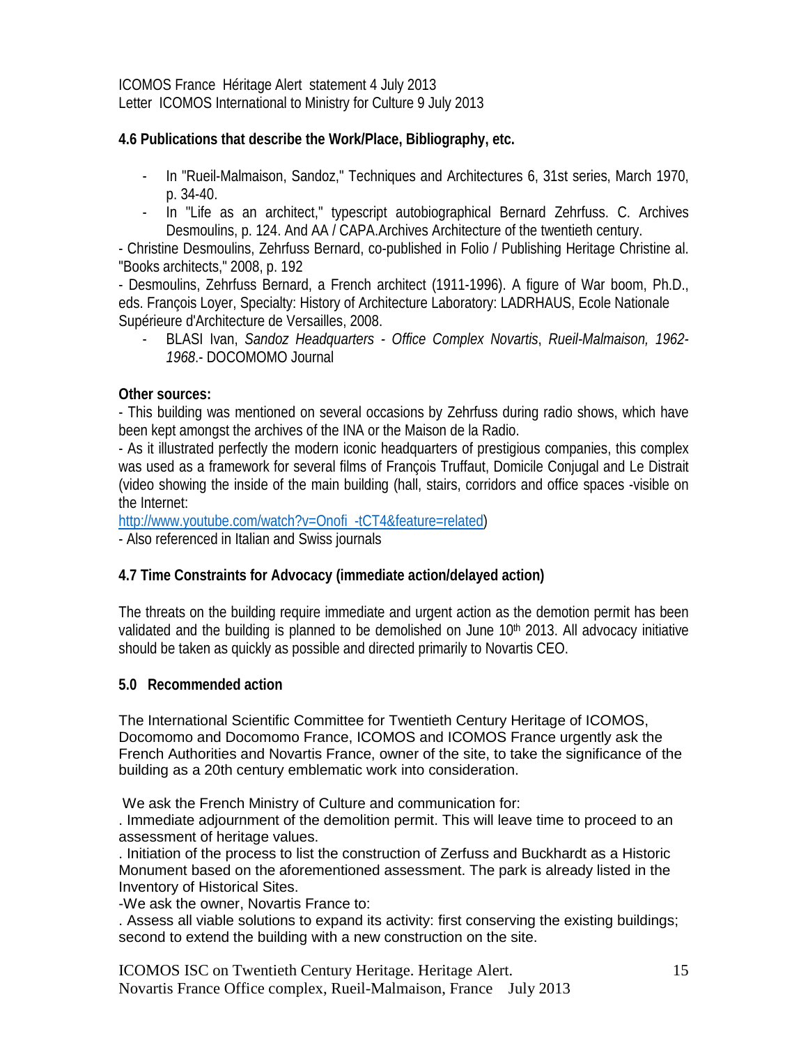ICOMOS France Héritage Alert statement 4 July 2013
Letter ICOMOS International to Ministry for Culture 9 July 2013

**4.6 Publications that describe the Work/Place, Bibliography, etc.**

- In "Rueil-Malmaison, Sandoz," Techniques and Architectures 6, 31st series, March 1970, p. 34-40.
- In "Life as an architect," typescript autobiographical Bernard Zehrfuss. C. Archives Desmoulins, p. 124. And AA / CAPA.Archives Architecture of the twentieth century.

- Christine Desmoulins, Zehrfuss Bernard, co-published in Folio / Publishing Heritage Christine al. "Books architects," 2008, p. 192

- Desmoulins, Zehrfuss Bernard, a French architect (1911-1996). A figure of War boom, Ph.D., eds. François Loyer, Specialty: History of Architecture Laboratory: LADRHAUS, Ecole Nationale Supérieure d'Architecture de Versailles, 2008.

- BLASI Ivan, *Sandoz Headquarters - Office Complex Novartis*, *Rueil-Malmaison, 1962-1968*.- DOCOMOMO Journal

**Other sources:**

- This building was mentioned on several occasions by Zehrfuss during radio shows, which have been kept amongst the archives of the INA or the Maison de la Radio.

- As it illustrated perfectly the modern iconic headquarters of prestigious companies, this complex was used as a framework for several films of François Truffaut, Domicile Conjugal and Le Distrait (video showing the inside of the main building (hall, stairs, corridors and office spaces -visible on the Internet:
http://www.youtube.com/watch?v=Onofi_-tCT4&feature=related)

- Also referenced in Italian and Swiss journals

**4.7 Time Constraints for Advocacy (immediate action/delayed action)**

The threats on the building require immediate and urgent action as the demotion permit has been validated and the building is planned to be demolished on June 10th 2013. All advocacy initiative should be taken as quickly as possible and directed primarily to Novartis CEO.

**5.0 Recommended action**

The International Scientific Committee for Twentieth Century Heritage of ICOMOS, Docomomo and Docomomo France, ICOMOS and ICOMOS France urgently ask the French Authorities and Novartis France, owner of the site, to take the significance of the building as a 20th century emblematic work into consideration.

We ask the French Ministry of Culture and communication for:
. Immediate adjournment of the demolition permit. This will leave time to proceed to an assessment of heritage values.
. Initiation of the process to list the construction of Zerfuss and Buckhardt as a Historic Monument based on the aforementioned assessment. The park is already listed in the Inventory of Historical Sites.
-We ask the owner, Novartis France to:
. Assess all viable solutions to expand its activity: first conserving the existing buildings; second to extend the building with a new construction on the site.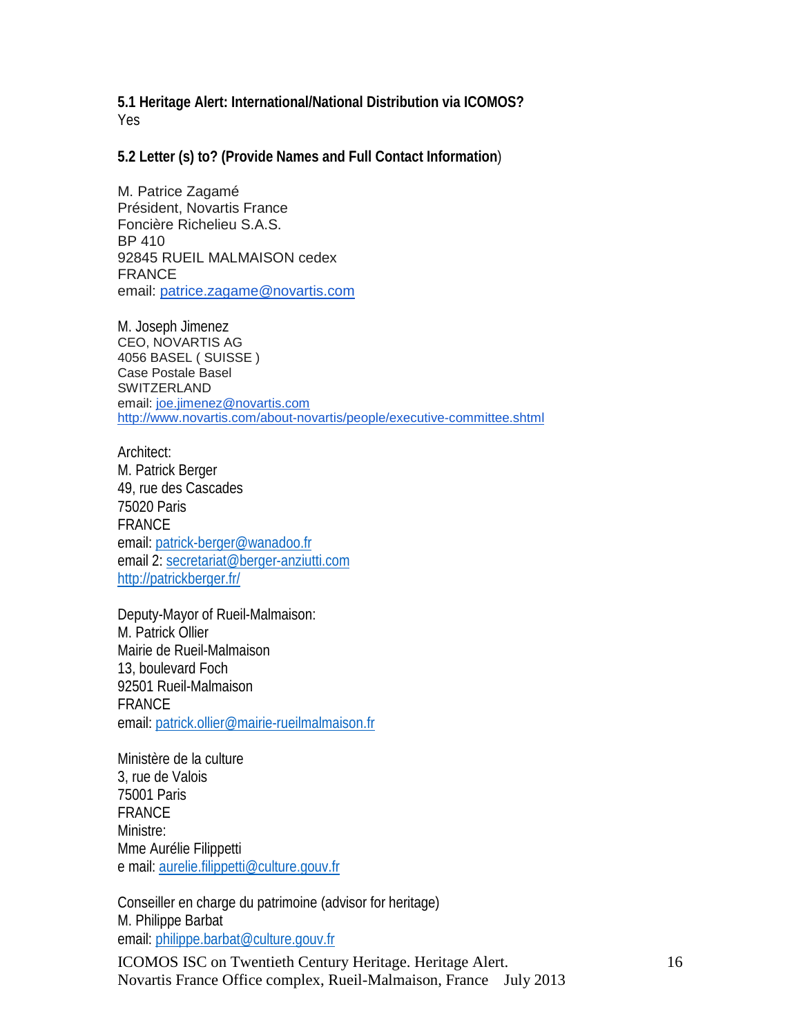**5.1 Heritage Alert: International/National Distribution via ICOMOS?**
Yes

**5.2 Letter (s) to? (Provide Names and Full Contact Information**)

M. Patrice Zagamé
Président, Novartis France
Foncière Richelieu S.A.S.
BP 410
92845 RUEIL MALMAISON cedex
FRANCE
email: patrice.zagame@novartis.com

M. Joseph Jimenez
CEO, NOVARTIS AG
4056 BASEL ( SUISSE )
Case Postale Basel
SWITZERLAND
email: joe.jimenez@novartis.com
http://www.novartis.com/about-novartis/people/executive-committee.shtml

Architect:
M. Patrick Berger
49, rue des Cascades
75020 Paris
FRANCE
email: patrick-berger@wanadoo.fr
email 2: secretariat@berger-anziutti.com
http://patrickberger.fr/

Deputy-Mayor of Rueil-Malmaison:
M. Patrick Ollier
Mairie de Rueil-Malmaison
13, boulevard Foch
92501 Rueil-Malmaison
FRANCE
email: patrick.ollier@mairie-rueilmalmaison.fr

Ministère de la culture
3, rue de Valois
75001 Paris
FRANCE
Ministre:
Mme Aurélie Filippetti
e mail: aurelie.filippetti@culture.gouv.fr

Conseiller en charge du patrimoine (advisor for heritage)
M. Philippe Barbat
email: philippe.barbat@culture.gouv.fr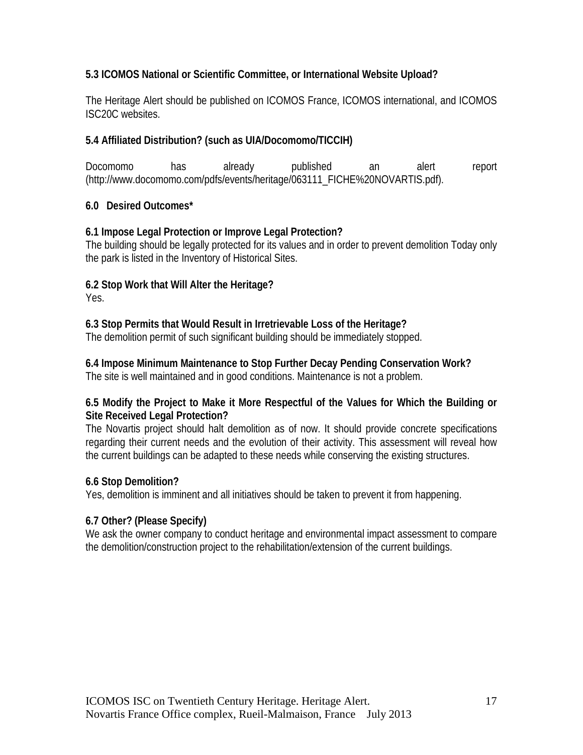### 5.3 ICOMOS National or Scientific Committee, or International Website Upload?

The Heritage Alert should be published on ICOMOS France, ICOMOS international, and ICOMOS ISC20C websites.

### 5.4 Affiliated Distribution? (such as UIA/Docomomo/TICCIH)

Docomomo has already published an alert report (http://www.docomomo.com/pdfs/events/heritage/063111_FICHE%20NOVARTIS.pdf).

## 6.0 Desired Outcomes*

### 6.1 Impose Legal Protection or Improve Legal Protection?

The building should be legally protected for its values and in order to prevent demolition Today only the park is listed in the Inventory of Historical Sites.

### 6.2 Stop Work that Will Alter the Heritage?

Yes.

### 6.3 Stop Permits that Would Result in Irretrievable Loss of the Heritage?

The demolition permit of such significant building should be immediately stopped.

### 6.4 Impose Minimum Maintenance to Stop Further Decay Pending Conservation Work?

The site is well maintained and in good conditions. Maintenance is not a problem.

### 6.5 Modify the Project to Make it More Respectful of the Values for Which the Building or Site Received Legal Protection?

The Novartis project should halt demolition as of now. It should provide concrete specifications regarding their current needs and the evolution of their activity. This assessment will reveal how the current buildings can be adapted to these needs while conserving the existing structures.

### 6.6 Stop Demolition?

Yes, demolition is imminent and all initiatives should be taken to prevent it from happening.

### 6.7 Other? (Please Specify)

We ask the owner company to conduct heritage and environmental impact assessment to compare the demolition/construction project to the rehabilitation/extension of the current buildings.